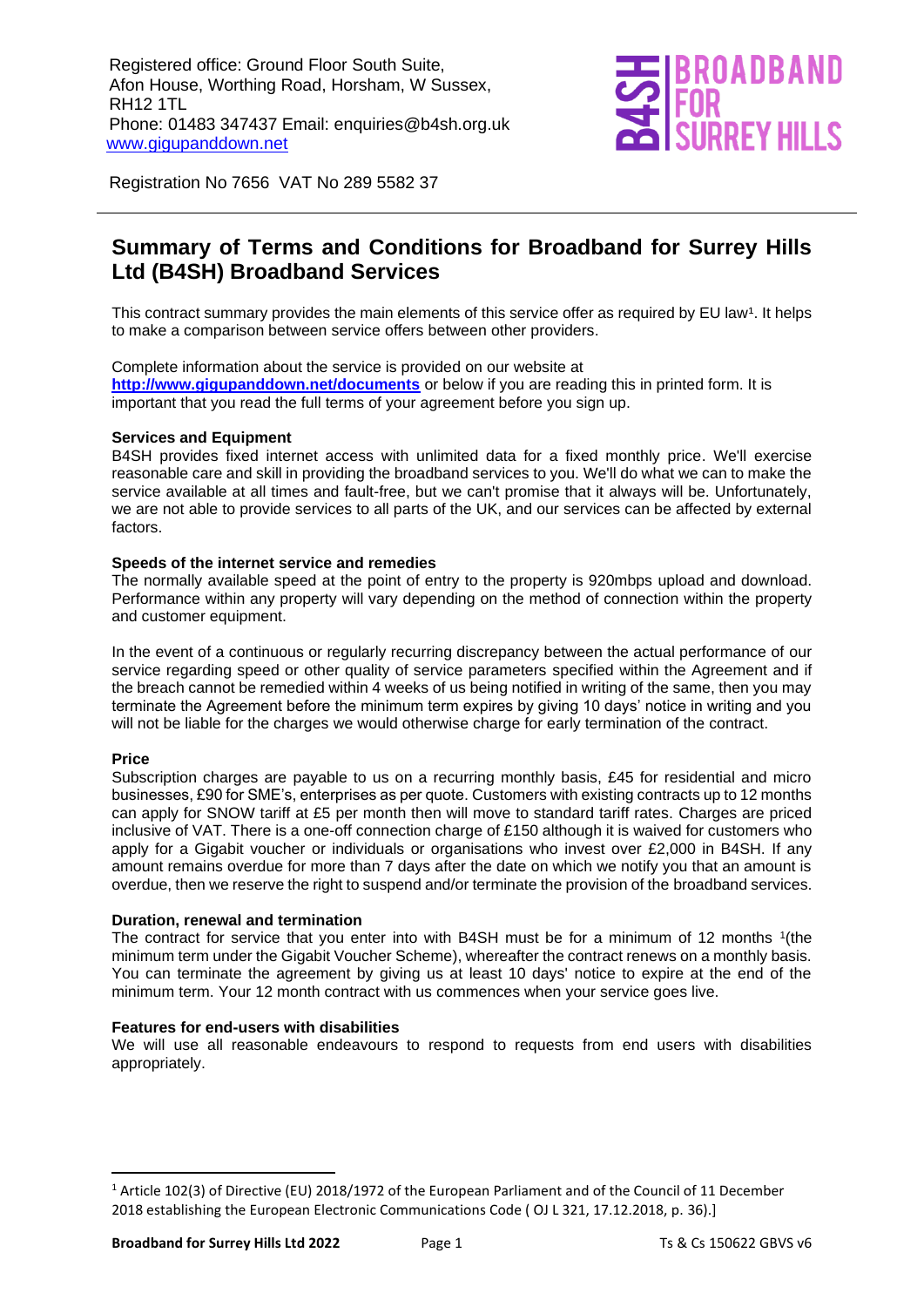Registered office: Ground Floor South Suite,
Afon House, Worthing Road, Horsham, W Sussex,
RH12 1TL
Phone: 01483 347437 Email: enquiries@b4sh.org.uk
www.gigupanddown.net

Registration No 7656 VAT No 289 5582 37

# Summary of Terms and Conditions for Broadband for Surrey Hills Ltd (B4SH) Broadband Services

This contract summary provides the main elements of this service offer as required by EU law[1]. It helps to make a comparison between service offers between other providers.

Complete information about the service is provided on our website at **http://www.gigupanddown.net/documents** or below if you are reading this in printed form. It is important that you read the full terms of your agreement before you sign up.

**Services and Equipment**

B4SH provides fixed internet access with unlimited data for a fixed monthly price. We'll exercise reasonable care and skill in providing the broadband services to you. We'll do what we can to make the service available at all times and fault-free, but we can't promise that it always will be. Unfortunately, we are not able to provide services to all parts of the UK, and our services can be affected by external factors.

**Speeds of the internet service and remedies**

The normally available speed at the point of entry to the property is 920mbps upload and download. Performance within any property will vary depending on the method of connection within the property and customer equipment.

In the event of a continuous or regularly recurring discrepancy between the actual performance of our service regarding speed or other quality of service parameters specified within the Agreement and if the breach cannot be remedied within 4 weeks of us being notified in writing of the same, then you may terminate the Agreement before the minimum term expires by giving 10 days' notice in writing and you will not be liable for the charges we would otherwise charge for early termination of the contract.

**Price**

Subscription charges are payable to us on a recurring monthly basis, £45 for residential and micro businesses, £90 for SME's, enterprises as per quote. Customers with existing contracts up to 12 months can apply for SNOW tariff at £5 per month then will move to standard tariff rates. Charges are priced inclusive of VAT. There is a one-off connection charge of £150 although it is waived for customers who apply for a Gigabit voucher or individuals or organisations who invest over £2,000 in B4SH. If any amount remains overdue for more than 7 days after the date on which we notify you that an amount is overdue, then we reserve the right to suspend and/or terminate the provision of the broadband services.

**Duration, renewal and termination**

The contract for service that you enter into with B4SH must be for a minimum of 12 months [1](the minimum term under the Gigabit Voucher Scheme), whereafter the contract renews on a monthly basis. You can terminate the agreement by giving us at least 10 days' notice to expire at the end of the minimum term. Your 12 month contract with us commences when your service goes live.

**Features for end-users with disabilities**

We will use all reasonable endeavours to respond to requests from end users with disabilities appropriately.

[1] Article 102(3) of Directive (EU) 2018/1972 of the European Parliament and of the Council of 11 December 2018 establishing the European Electronic Communications Code ( OJ L 321, 17.12.2018, p. 36).]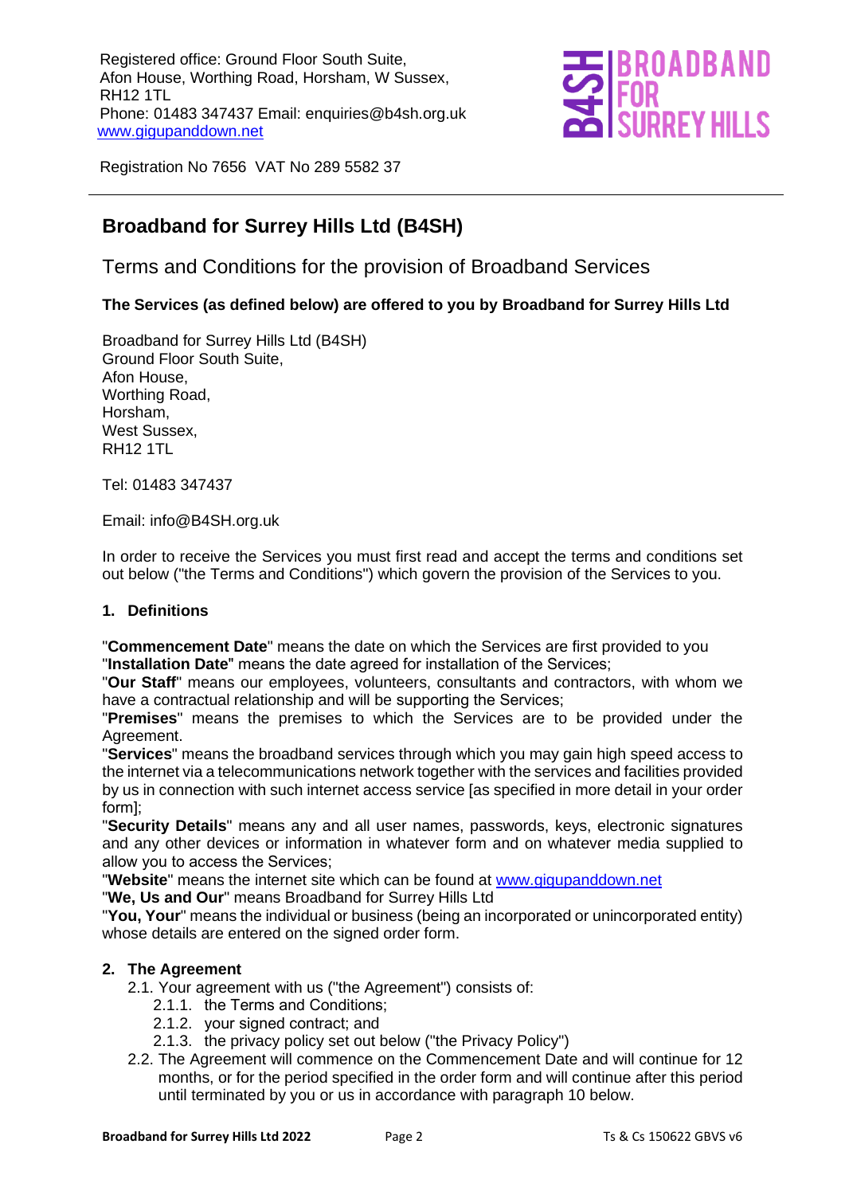Registered office: Ground Floor South Suite, Afon House, Worthing Road, Horsham, W Sussex, RH12 1TL
Phone: 01483 347437 Email: enquiries@b4sh.org.uk
www.gigupanddown.net

Registration No 7656 VAT No 289 5582 37

# Broadband for Surrey Hills Ltd (B4SH)

## Terms and Conditions for the provision of Broadband Services

**The Services (as defined below) are offered to you by Broadband for Surrey Hills Ltd**

Broadband for Surrey Hills Ltd (B4SH)
Ground Floor South Suite,
Afon House,
Worthing Road,
Horsham,
West Sussex,
RH12 1TL

Tel: 01483 347437

Email: info@B4SH.org.uk

In order to receive the Services you must first read and accept the terms and conditions set out below ("the Terms and Conditions") which govern the provision of the Services to you.

### 1. Definitions

"**Commencement Date**" means the date on which the Services are first provided to you
"**Installation Date**" means the date agreed for installation of the Services;
"**Our Staff**" means our employees, volunteers, consultants and contractors, with whom we have a contractual relationship and will be supporting the Services;
"**Premises**" means the premises to which the Services are to be provided under the Agreement.
"**Services**" means the broadband services through which you may gain high speed access to the internet via a telecommunications network together with the services and facilities provided by us in connection with such internet access service [as specified in more detail in your order form];
"**Security Details**" means any and all user names, passwords, keys, electronic signatures and any other devices or information in whatever form and on whatever media supplied to allow you to access the Services;
"**Website**" means the internet site which can be found at www.gigupanddown.net
"**We, Us and Our**" means Broadband for Surrey Hills Ltd
"**You, Your**" means the individual or business (being an incorporated or unincorporated entity) whose details are entered on the signed order form.

### 2. The Agreement

2.1. Your agreement with us ("the Agreement") consists of:

2.1.1. the Terms and Conditions;

2.1.2. your signed contract; and

2.1.3. the privacy policy set out below ("the Privacy Policy")

2.2. The Agreement will commence on the Commencement Date and will continue for 12 months, or for the period specified in the order form and will continue after this period until terminated by you or us in accordance with paragraph 10 below.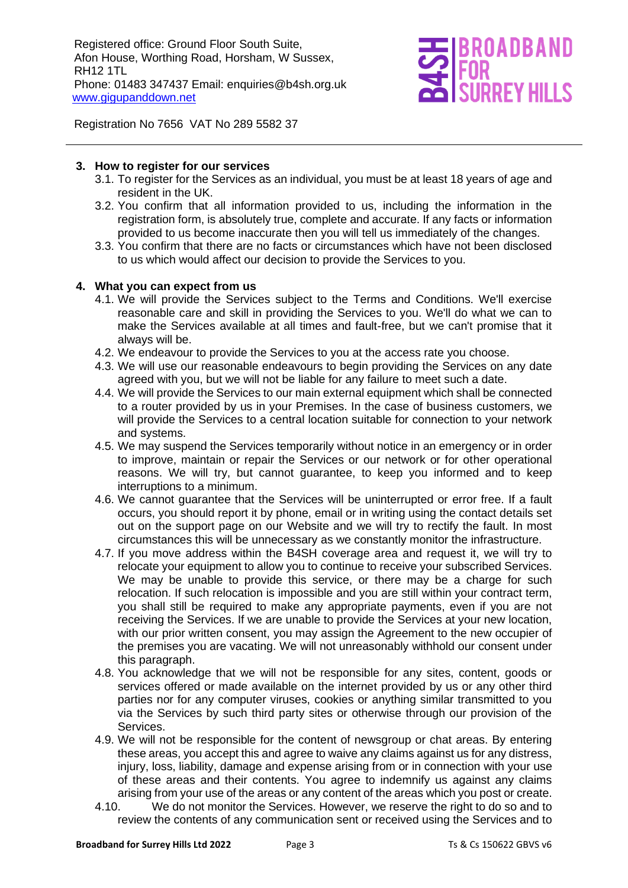## 3. How to register for our services

3.1. To register for the Services as an individual, you must be at least 18 years of age and resident in the UK.

3.2. You confirm that all information provided to us, including the information in the registration form, is absolutely true, complete and accurate. If any facts or information provided to us become inaccurate then you will tell us immediately of the changes.

3.3. You confirm that there are no facts or circumstances which have not been disclosed to us which would affect our decision to provide the Services to you.

## 4. What you can expect from us

4.1. We will provide the Services subject to the Terms and Conditions. We'll exercise reasonable care and skill in providing the Services to you. We'll do what we can to make the Services available at all times and fault-free, but we can't promise that it always will be.

4.2. We endeavour to provide the Services to you at the access rate you choose.

4.3. We will use our reasonable endeavours to begin providing the Services on any date agreed with you, but we will not be liable for any failure to meet such a date.

4.4. We will provide the Services to our main external equipment which shall be connected to a router provided by us in your Premises. In the case of business customers, we will provide the Services to a central location suitable for connection to your network and systems.

4.5. We may suspend the Services temporarily without notice in an emergency or in order to improve, maintain or repair the Services or our network or for other operational reasons. We will try, but cannot guarantee, to keep you informed and to keep interruptions to a minimum.

4.6. We cannot guarantee that the Services will be uninterrupted or error free. If a fault occurs, you should report it by phone, email or in writing using the contact details set out on the support page on our Website and we will try to rectify the fault. In most circumstances this will be unnecessary as we constantly monitor the infrastructure.

4.7. If you move address within the B4SH coverage area and request it, we will try to relocate your equipment to allow you to continue to receive your subscribed Services. We may be unable to provide this service, or there may be a charge for such relocation. If such relocation is impossible and you are still within your contract term, you shall still be required to make any appropriate payments, even if you are not receiving the Services. If we are unable to provide the Services at your new location, with our prior written consent, you may assign the Agreement to the new occupier of the premises you are vacating. We will not unreasonably withhold our consent under this paragraph.

4.8. You acknowledge that we will not be responsible for any sites, content, goods or services offered or made available on the internet provided by us or any other third parties nor for any computer viruses, cookies or anything similar transmitted to you via the Services by such third party sites or otherwise through our provision of the Services.

4.9. We will not be responsible for the content of newsgroup or chat areas. By entering these areas, you accept this and agree to waive any claims against us for any distress, injury, loss, liability, damage and expense arising from or in connection with your use of these areas and their contents. You agree to indemnify us against any claims arising from your use of the areas or any content of the areas which you post or create.

4.10. We do not monitor the Services. However, we reserve the right to do so and to review the contents of any communication sent or received using the Services and to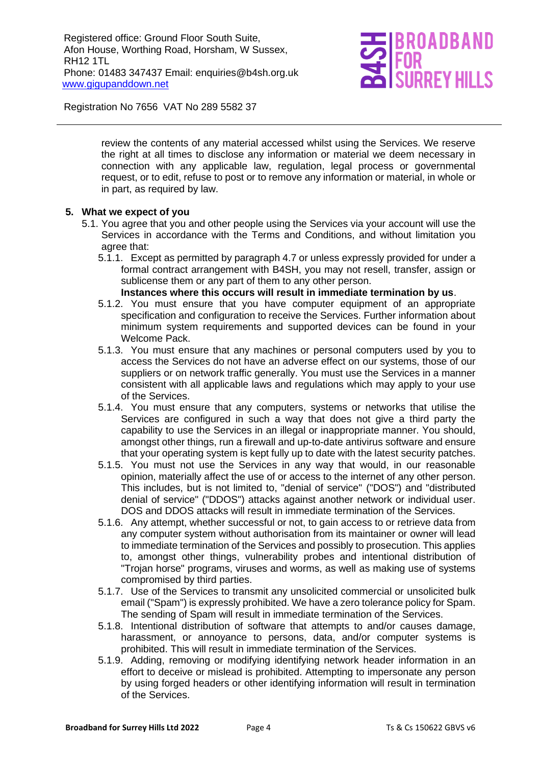review the contents of any material accessed whilst using the Services. We reserve the right at all times to disclose any information or material we deem necessary in connection with any applicable law, regulation, legal process or governmental request, or to edit, refuse to post or to remove any information or material, in whole or in part, as required by law.

## 5. What we expect of you

5.1. You agree that you and other people using the Services via your account will use the Services in accordance with the Terms and Conditions, and without limitation you agree that:

5.1.1. Except as permitted by paragraph 4.7 or unless expressly provided for under a formal contract arrangement with B4SH, you may not resell, transfer, assign or sublicense them or any part of them to any other person. **Instances where this occurs will result in immediate termination by us**.

5.1.2. You must ensure that you have computer equipment of an appropriate specification and configuration to receive the Services. Further information about minimum system requirements and supported devices can be found in your Welcome Pack.

5.1.3. You must ensure that any machines or personal computers used by you to access the Services do not have an adverse effect on our systems, those of our suppliers or on network traffic generally. You must use the Services in a manner consistent with all applicable laws and regulations which may apply to your use of the Services.

5.1.4. You must ensure that any computers, systems or networks that utilise the Services are configured in such a way that does not give a third party the capability to use the Services in an illegal or inappropriate manner. You should, amongst other things, run a firewall and up-to-date antivirus software and ensure that your operating system is kept fully up to date with the latest security patches.

5.1.5. You must not use the Services in any way that would, in our reasonable opinion, materially affect the use of or access to the internet of any other person. This includes, but is not limited to, "denial of service" ("DOS") and "distributed denial of service" ("DDOS") attacks against another network or individual user. DOS and DDOS attacks will result in immediate termination of the Services.

5.1.6. Any attempt, whether successful or not, to gain access to or retrieve data from any computer system without authorisation from its maintainer or owner will lead to immediate termination of the Services and possibly to prosecution. This applies to, amongst other things, vulnerability probes and intentional distribution of "Trojan horse" programs, viruses and worms, as well as making use of systems compromised by third parties.

5.1.7. Use of the Services to transmit any unsolicited commercial or unsolicited bulk email ("Spam") is expressly prohibited. We have a zero tolerance policy for Spam. The sending of Spam will result in immediate termination of the Services.

5.1.8. Intentional distribution of software that attempts to and/or causes damage, harassment, or annoyance to persons, data, and/or computer systems is prohibited. This will result in immediate termination of the Services.

5.1.9. Adding, removing or modifying identifying network header information in an effort to deceive or mislead is prohibited. Attempting to impersonate any person by using forged headers or other identifying information will result in termination of the Services.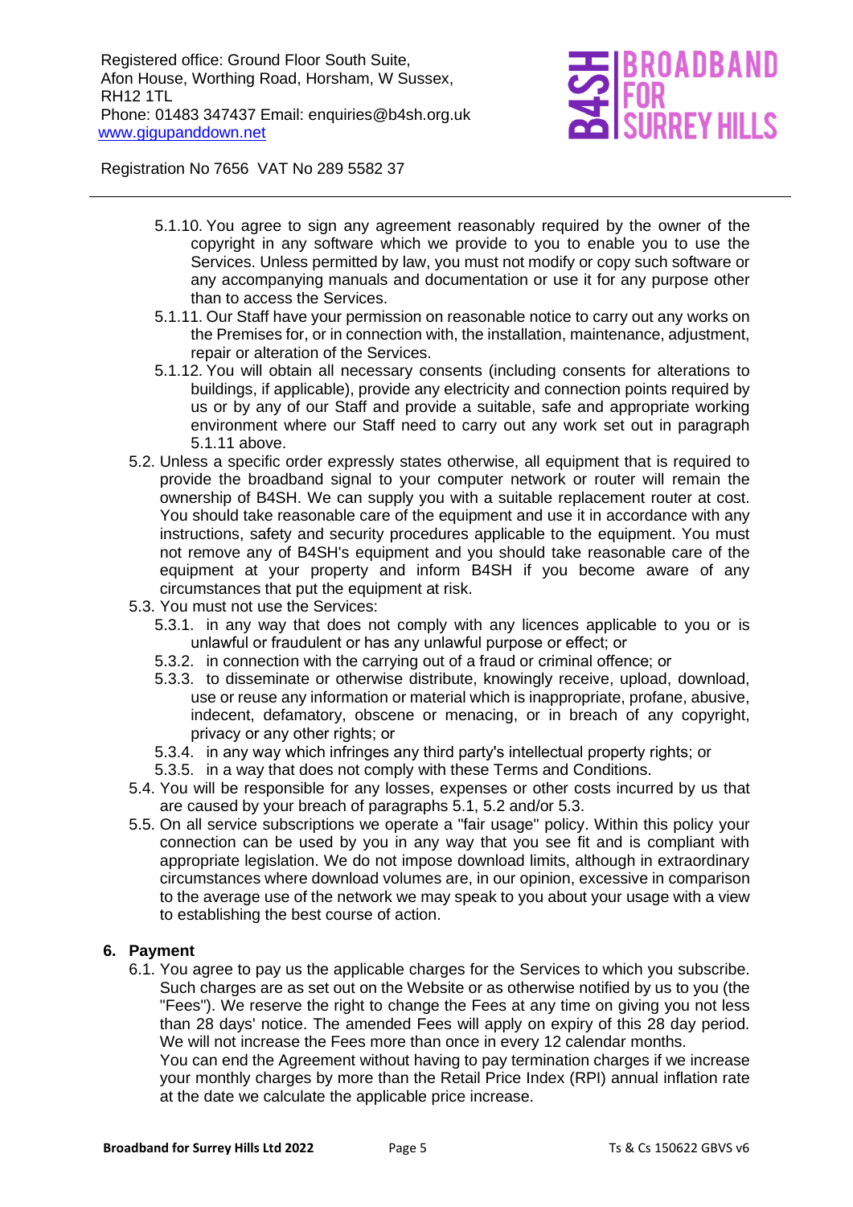5.1.10. You agree to sign any agreement reasonably required by the owner of the copyright in any software which we provide to you to enable you to use the Services. Unless permitted by law, you must not modify or copy such software or any accompanying manuals and documentation or use it for any purpose other than to access the Services.

5.1.11. Our Staff have your permission on reasonable notice to carry out any works on the Premises for, or in connection with, the installation, maintenance, adjustment, repair or alteration of the Services.

5.1.12. You will obtain all necessary consents (including consents for alterations to buildings, if applicable), provide any electricity and connection points required by us or by any of our Staff and provide a suitable, safe and appropriate working environment where our Staff need to carry out any work set out in paragraph 5.1.11 above.

5.2. Unless a specific order expressly states otherwise, all equipment that is required to provide the broadband signal to your computer network or router will remain the ownership of B4SH. We can supply you with a suitable replacement router at cost. You should take reasonable care of the equipment and use it in accordance with any instructions, safety and security procedures applicable to the equipment. You must not remove any of B4SH's equipment and you should take reasonable care of the equipment at your property and inform B4SH if you become aware of any circumstances that put the equipment at risk.

5.3. You must not use the Services:

5.3.1. in any way that does not comply with any licences applicable to you or is unlawful or fraudulent or has any unlawful purpose or effect; or

5.3.2. in connection with the carrying out of a fraud or criminal offence; or

5.3.3. to disseminate or otherwise distribute, knowingly receive, upload, download, use or reuse any information or material which is inappropriate, profane, abusive, indecent, defamatory, obscene or menacing, or in breach of any copyright, privacy or any other rights; or

5.3.4. in any way which infringes any third party's intellectual property rights; or

5.3.5. in a way that does not comply with these Terms and Conditions.

5.4. You will be responsible for any losses, expenses or other costs incurred by us that are caused by your breach of paragraphs 5.1, 5.2 and/or 5.3.

5.5. On all service subscriptions we operate a "fair usage" policy. Within this policy your connection can be used by you in any way that you see fit and is compliant with appropriate legislation. We do not impose download limits, although in extraordinary circumstances where download volumes are, in our opinion, excessive in comparison to the average use of the network we may speak to you about your usage with a view to establishing the best course of action.

## 6. Payment

6.1. You agree to pay us the applicable charges for the Services to which you subscribe. Such charges are as set out on the Website or as otherwise notified by us to you (the "Fees"). We reserve the right to change the Fees at any time on giving you not less than 28 days' notice. The amended Fees will apply on expiry of this 28 day period. We will not increase the Fees more than once in every 12 calendar months.
You can end the Agreement without having to pay termination charges if we increase your monthly charges by more than the Retail Price Index (RPI) annual inflation rate at the date we calculate the applicable price increase.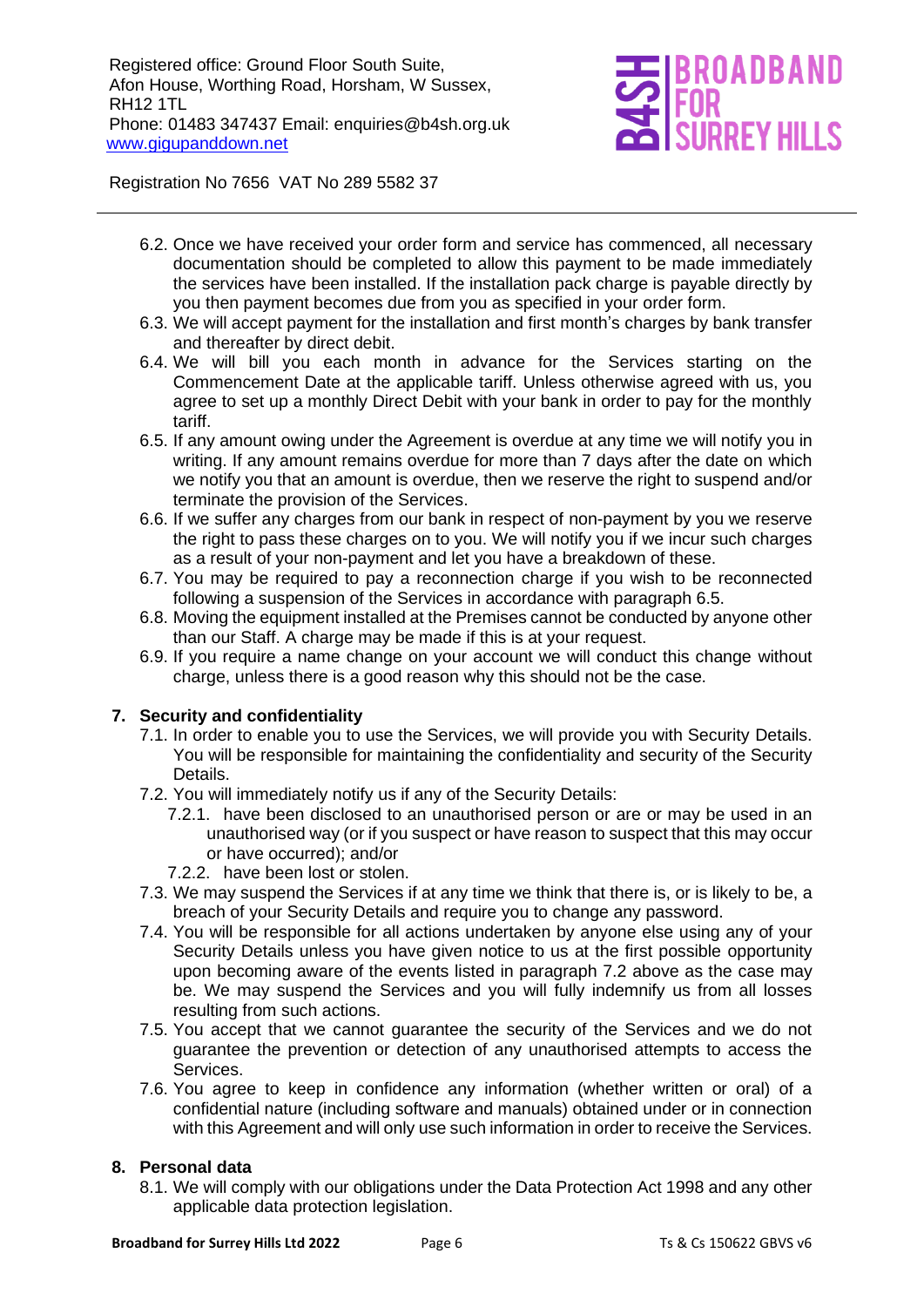6.2. Once we have received your order form and service has commenced, all necessary documentation should be completed to allow this payment to be made immediately the services have been installed. If the installation pack charge is payable directly by you then payment becomes due from you as specified in your order form.

6.3. We will accept payment for the installation and first month's charges by bank transfer and thereafter by direct debit.

6.4. We will bill you each month in advance for the Services starting on the Commencement Date at the applicable tariff. Unless otherwise agreed with us, you agree to set up a monthly Direct Debit with your bank in order to pay for the monthly tariff.

6.5. If any amount owing under the Agreement is overdue at any time we will notify you in writing. If any amount remains overdue for more than 7 days after the date on which we notify you that an amount is overdue, then we reserve the right to suspend and/or terminate the provision of the Services.

6.6. If we suffer any charges from our bank in respect of non-payment by you we reserve the right to pass these charges on to you. We will notify you if we incur such charges as a result of your non-payment and let you have a breakdown of these.

6.7. You may be required to pay a reconnection charge if you wish to be reconnected following a suspension of the Services in accordance with paragraph 6.5.

6.8. Moving the equipment installed at the Premises cannot be conducted by anyone other than our Staff. A charge may be made if this is at your request.

6.9. If you require a name change on your account we will conduct this change without charge, unless there is a good reason why this should not be the case.

## 7. Security and confidentiality

7.1. In order to enable you to use the Services, we will provide you with Security Details. You will be responsible for maintaining the confidentiality and security of the Security Details.

7.2. You will immediately notify us if any of the Security Details:

7.2.1. have been disclosed to an unauthorised person or are or may be used in an unauthorised way (or if you suspect or have reason to suspect that this may occur or have occurred); and/or

7.2.2. have been lost or stolen.

7.3. We may suspend the Services if at any time we think that there is, or is likely to be, a breach of your Security Details and require you to change any password.

7.4. You will be responsible for all actions undertaken by anyone else using any of your Security Details unless you have given notice to us at the first possible opportunity upon becoming aware of the events listed in paragraph 7.2 above as the case may be. We may suspend the Services and you will fully indemnify us from all losses resulting from such actions.

7.5. You accept that we cannot guarantee the security of the Services and we do not guarantee the prevention or detection of any unauthorised attempts to access the Services.

7.6. You agree to keep in confidence any information (whether written or oral) of a confidential nature (including software and manuals) obtained under or in connection with this Agreement and will only use such information in order to receive the Services.

## 8. Personal data

8.1. We will comply with our obligations under the Data Protection Act 1998 and any other applicable data protection legislation.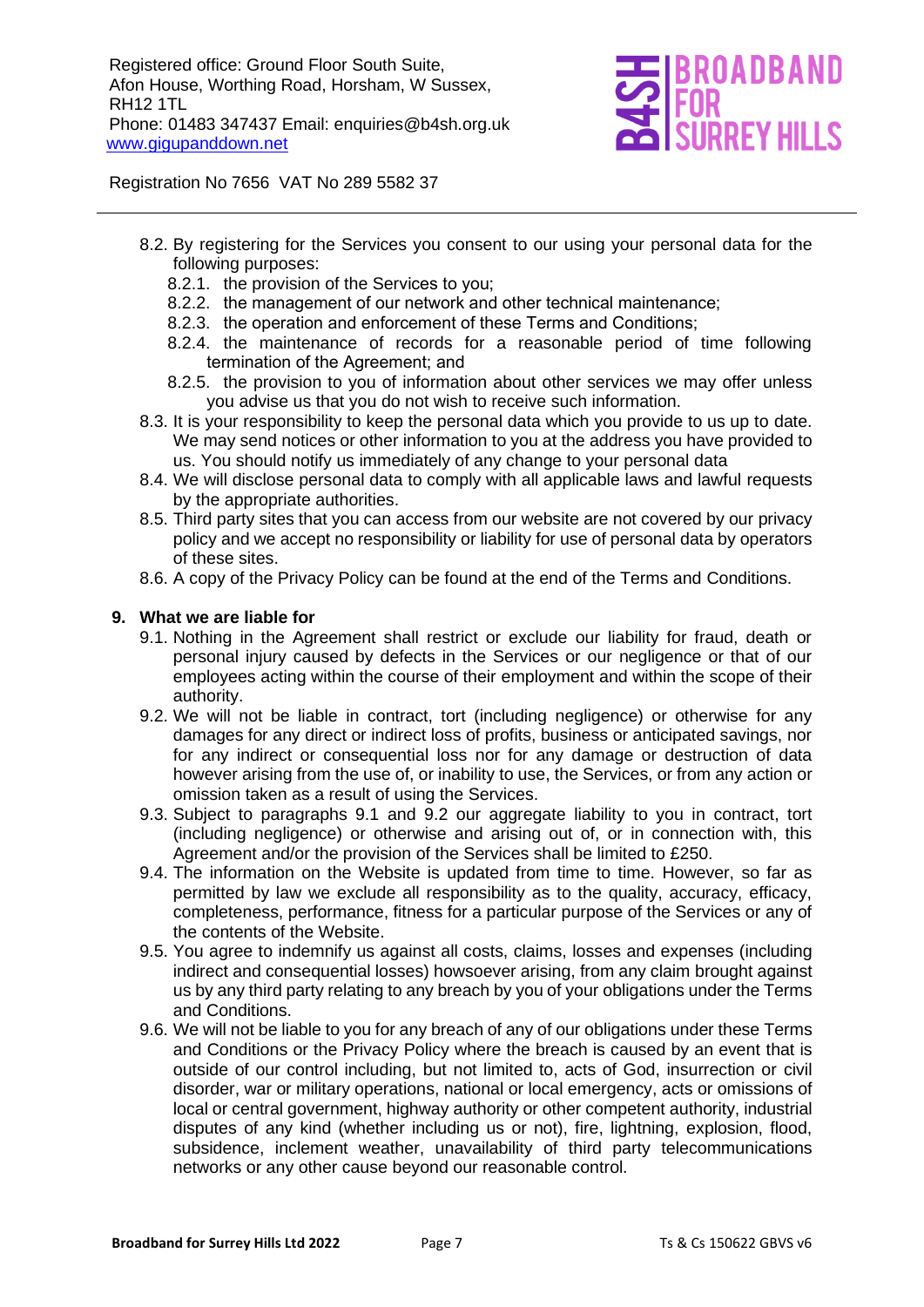8.2. By registering for the Services you consent to our using your personal data for the following purposes:

- 8.2.1. the provision of the Services to you;
- 8.2.2. the management of our network and other technical maintenance;
- 8.2.3. the operation and enforcement of these Terms and Conditions;
- 8.2.4. the maintenance of records for a reasonable period of time following termination of the Agreement; and
- 8.2.5. the provision to you of information about other services we may offer unless you advise us that you do not wish to receive such information.

8.3. It is your responsibility to keep the personal data which you provide to us up to date. We may send notices or other information to you at the address you have provided to us. You should notify us immediately of any change to your personal data

8.4. We will disclose personal data to comply with all applicable laws and lawful requests by the appropriate authorities.

8.5. Third party sites that you can access from our website are not covered by our privacy policy and we accept no responsibility or liability for use of personal data by operators of these sites.

8.6. A copy of the Privacy Policy can be found at the end of the Terms and Conditions.

## 9. What we are liable for

9.1. Nothing in the Agreement shall restrict or exclude our liability for fraud, death or personal injury caused by defects in the Services or our negligence or that of our employees acting within the course of their employment and within the scope of their authority.

9.2. We will not be liable in contract, tort (including negligence) or otherwise for any damages for any direct or indirect loss of profits, business or anticipated savings, nor for any indirect or consequential loss nor for any damage or destruction of data however arising from the use of, or inability to use, the Services, or from any action or omission taken as a result of using the Services.

9.3. Subject to paragraphs 9.1 and 9.2 our aggregate liability to you in contract, tort (including negligence) or otherwise and arising out of, or in connection with, this Agreement and/or the provision of the Services shall be limited to £250.

9.4. The information on the Website is updated from time to time. However, so far as permitted by law we exclude all responsibility as to the quality, accuracy, efficacy, completeness, performance, fitness for a particular purpose of the Services or any of the contents of the Website.

9.5. You agree to indemnify us against all costs, claims, losses and expenses (including indirect and consequential losses) howsoever arising, from any claim brought against us by any third party relating to any breach by you of your obligations under the Terms and Conditions.

9.6. We will not be liable to you for any breach of any of our obligations under these Terms and Conditions or the Privacy Policy where the breach is caused by an event that is outside of our control including, but not limited to, acts of God, insurrection or civil disorder, war or military operations, national or local emergency, acts or omissions of local or central government, highway authority or other competent authority, industrial disputes of any kind (whether including us or not), fire, lightning, explosion, flood, subsidence, inclement weather, unavailability of third party telecommunications networks or any other cause beyond our reasonable control.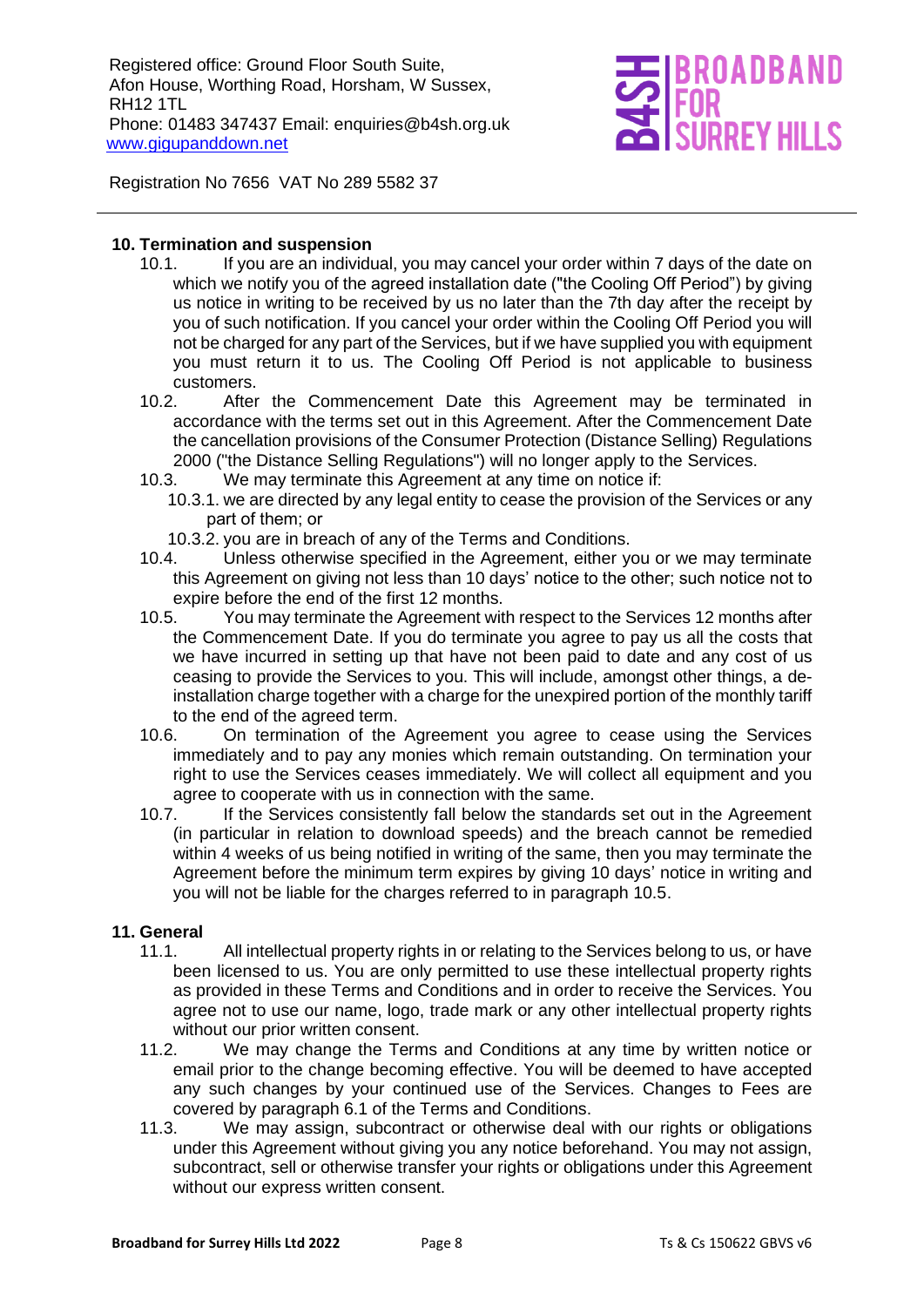Registered office: Ground Floor South Suite, Afon House, Worthing Road, Horsham, W Sussex, RH12 1TL
Phone: 01483 347437 Email: enquiries@b4sh.org.uk
www.gigupanddown.net

Registration No 7656 VAT No 289 5582 37

## 10. Termination and suspension

10.1. If you are an individual, you may cancel your order within 7 days of the date on which we notify you of the agreed installation date ("the Cooling Off Period") by giving us notice in writing to be received by us no later than the 7th day after the receipt by you of such notification. If you cancel your order within the Cooling Off Period you will not be charged for any part of the Services, but if we have supplied you with equipment you must return it to us. The Cooling Off Period is not applicable to business customers.

10.2. After the Commencement Date this Agreement may be terminated in accordance with the terms set out in this Agreement. After the Commencement Date the cancellation provisions of the Consumer Protection (Distance Selling) Regulations 2000 ("the Distance Selling Regulations") will no longer apply to the Services.

10.3. We may terminate this Agreement at any time on notice if:

- 10.3.1. we are directed by any legal entity to cease the provision of the Services or any part of them; or
- 10.3.2. you are in breach of any of the Terms and Conditions.

10.4. Unless otherwise specified in the Agreement, either you or we may terminate this Agreement on giving not less than 10 days' notice to the other; such notice not to expire before the end of the first 12 months.

10.5. You may terminate the Agreement with respect to the Services 12 months after the Commencement Date. If you do terminate you agree to pay us all the costs that we have incurred in setting up that have not been paid to date and any cost of us ceasing to provide the Services to you. This will include, amongst other things, a de-installation charge together with a charge for the unexpired portion of the monthly tariff to the end of the agreed term.

10.6. On termination of the Agreement you agree to cease using the Services immediately and to pay any monies which remain outstanding. On termination your right to use the Services ceases immediately. We will collect all equipment and you agree to cooperate with us in connection with the same.

10.7. If the Services consistently fall below the standards set out in the Agreement (in particular in relation to download speeds) and the breach cannot be remedied within 4 weeks of us being notified in writing of the same, then you may terminate the Agreement before the minimum term expires by giving 10 days' notice in writing and you will not be liable for the charges referred to in paragraph 10.5.

## 11. General

11.1. All intellectual property rights in or relating to the Services belong to us, or have been licensed to us. You are only permitted to use these intellectual property rights as provided in these Terms and Conditions and in order to receive the Services. You agree not to use our name, logo, trade mark or any other intellectual property rights without our prior written consent.

11.2. We may change the Terms and Conditions at any time by written notice or email prior to the change becoming effective. You will be deemed to have accepted any such changes by your continued use of the Services. Changes to Fees are covered by paragraph 6.1 of the Terms and Conditions.

11.3. We may assign, subcontract or otherwise deal with our rights or obligations under this Agreement without giving you any notice beforehand. You may not assign, subcontract, sell or otherwise transfer your rights or obligations under this Agreement without our express written consent.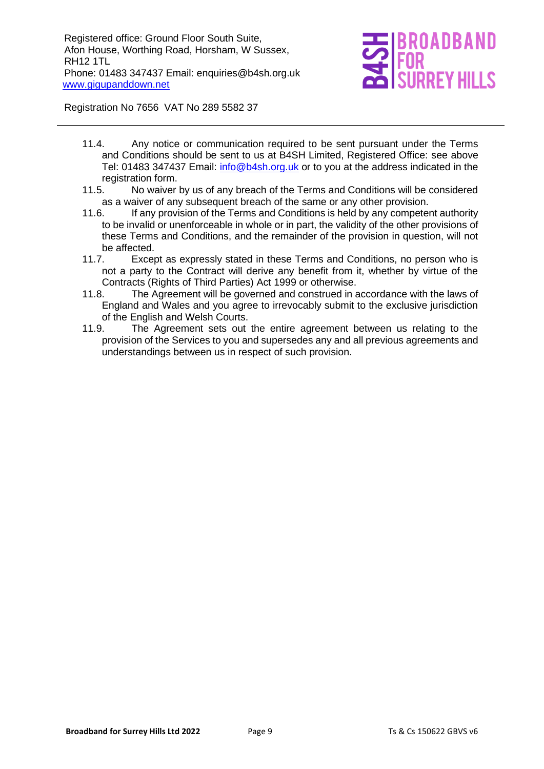11.4. Any notice or communication required to be sent pursuant under the Terms and Conditions should be sent to us at B4SH Limited, Registered Office: see above Tel: 01483 347437 Email: info@b4sh.org.uk or to you at the address indicated in the registration form.

11.5. No waiver by us of any breach of the Terms and Conditions will be considered as a waiver of any subsequent breach of the same or any other provision.

11.6. If any provision of the Terms and Conditions is held by any competent authority to be invalid or unenforceable in whole or in part, the validity of the other provisions of these Terms and Conditions, and the remainder of the provision in question, will not be affected.

11.7. Except as expressly stated in these Terms and Conditions, no person who is not a party to the Contract will derive any benefit from it, whether by virtue of the Contracts (Rights of Third Parties) Act 1999 or otherwise.

11.8. The Agreement will be governed and construed in accordance with the laws of England and Wales and you agree to irrevocably submit to the exclusive jurisdiction of the English and Welsh Courts.

11.9. The Agreement sets out the entire agreement between us relating to the provision of the Services to you and supersedes any and all previous agreements and understandings between us in respect of such provision.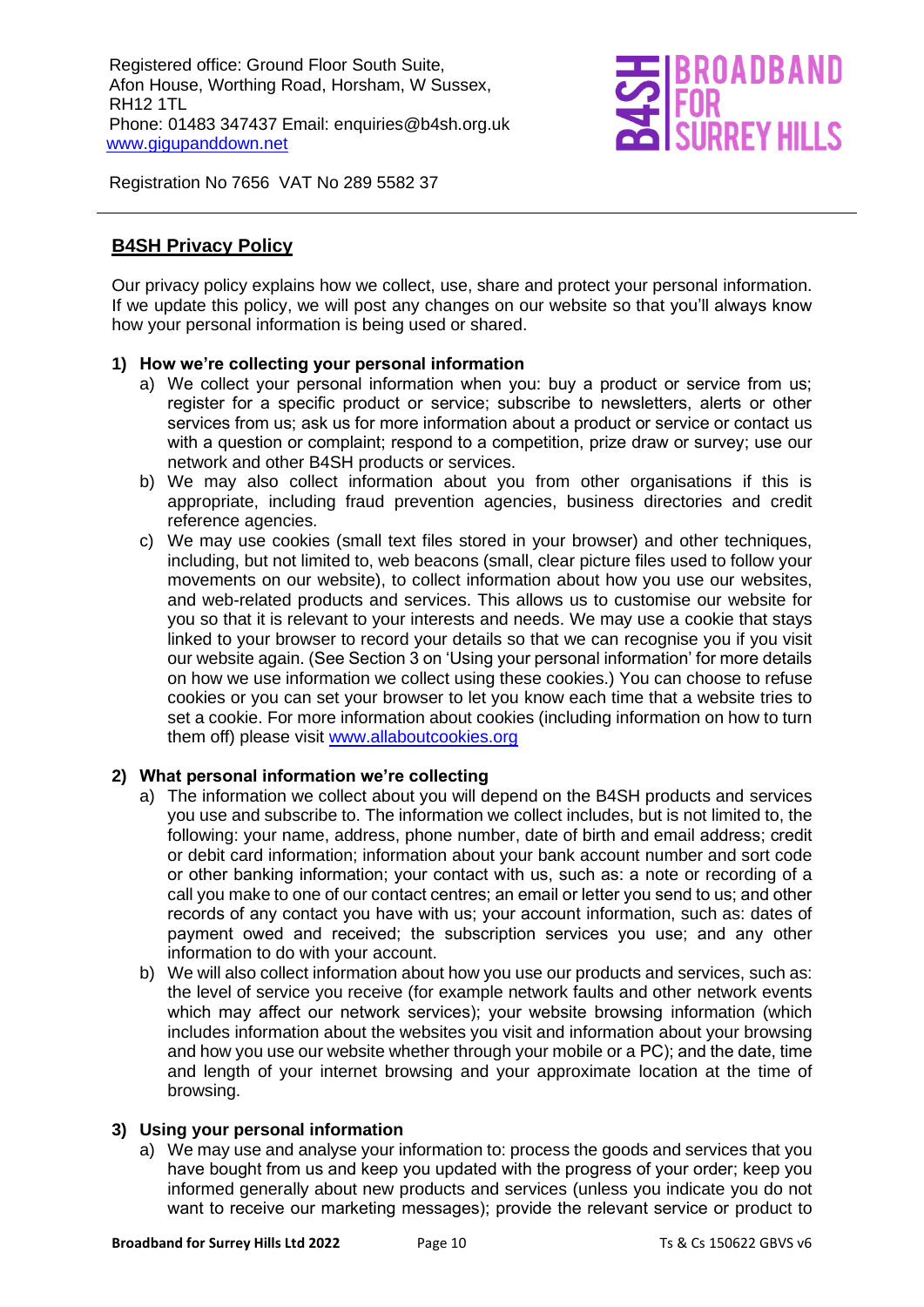Registered office: Ground Floor South Suite, Afon House, Worthing Road, Horsham, W Sussex, RH12 1TL
Phone: 01483 347437 Email: enquiries@b4sh.org.uk
www.gigupanddown.net

Registration No 7656 VAT No 289 5582 37

## B4SH Privacy Policy

Our privacy policy explains how we collect, use, share and protect your personal information. If we update this policy, we will post any changes on our website so that you'll always know how your personal information is being used or shared.

### 1) How we're collecting your personal information

a) We collect your personal information when you: buy a product or service from us; register for a specific product or service; subscribe to newsletters, alerts or other services from us; ask us for more information about a product or service or contact us with a question or complaint; respond to a competition, prize draw or survey; use our network and other B4SH products or services.

b) We may also collect information about you from other organisations if this is appropriate, including fraud prevention agencies, business directories and credit reference agencies.

c) We may use cookies (small text files stored in your browser) and other techniques, including, but not limited to, web beacons (small, clear picture files used to follow your movements on our website), to collect information about how you use our websites, and web-related products and services. This allows us to customise our website for you so that it is relevant to your interests and needs. We may use a cookie that stays linked to your browser to record your details so that we can recognise you if you visit our website again. (See Section 3 on 'Using your personal information' for more details on how we use information we collect using these cookies.) You can choose to refuse cookies or you can set your browser to let you know each time that a website tries to set a cookie. For more information about cookies (including information on how to turn them off) please visit www.allaboutcookies.org

### 2) What personal information we're collecting

a) The information we collect about you will depend on the B4SH products and services you use and subscribe to. The information we collect includes, but is not limited to, the following: your name, address, phone number, date of birth and email address; credit or debit card information; information about your bank account number and sort code or other banking information; your contact with us, such as: a note or recording of a call you make to one of our contact centres; an email or letter you send to us; and other records of any contact you have with us; your account information, such as: dates of payment owed and received; the subscription services you use; and any other information to do with your account.

b) We will also collect information about how you use our products and services, such as: the level of service you receive (for example network faults and other network events which may affect our network services); your website browsing information (which includes information about the websites you visit and information about your browsing and how you use our website whether through your mobile or a PC); and the date, time and length of your internet browsing and your approximate location at the time of browsing.

### 3) Using your personal information

a) We may use and analyse your information to: process the goods and services that you have bought from us and keep you updated with the progress of your order; keep you informed generally about new products and services (unless you indicate you do not want to receive our marketing messages); provide the relevant service or product to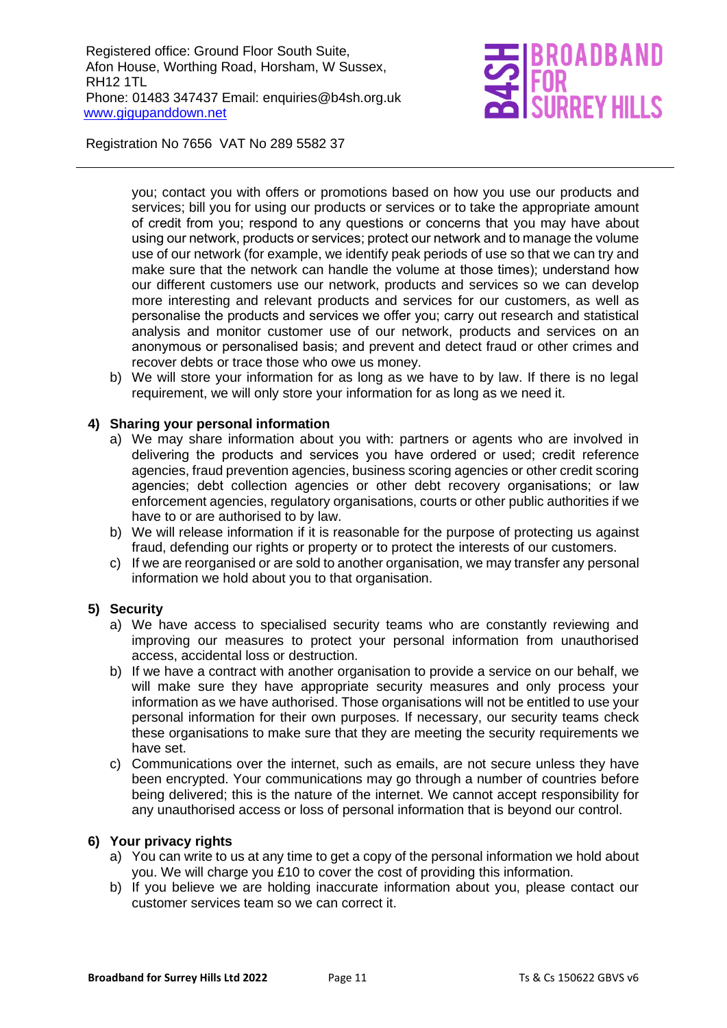you; contact you with offers or promotions based on how you use our products and services; bill you for using our products or services or to take the appropriate amount of credit from you; respond to any questions or concerns that you may have about using our network, products or services; protect our network and to manage the volume use of our network (for example, we identify peak periods of use so that we can try and make sure that the network can handle the volume at those times); understand how our different customers use our network, products and services so we can develop more interesting and relevant products and services for our customers, as well as personalise the products and services we offer you; carry out research and statistical analysis and monitor customer use of our network, products and services on an anonymous or personalised basis; and prevent and detect fraud or other crimes and recover debts or trace those who owe us money.

b) We will store your information for as long as we have to by law. If there is no legal requirement, we will only store your information for as long as we need it.

**4) Sharing your personal information**

a) We may share information about you with: partners or agents who are involved in delivering the products and services you have ordered or used; credit reference agencies, fraud prevention agencies, business scoring agencies or other credit scoring agencies; debt collection agencies or other debt recovery organisations; or law enforcement agencies, regulatory organisations, courts or other public authorities if we have to or are authorised to by law.

b) We will release information if it is reasonable for the purpose of protecting us against fraud, defending our rights or property or to protect the interests of our customers.

c) If we are reorganised or are sold to another organisation, we may transfer any personal information we hold about you to that organisation.

**5) Security**

a) We have access to specialised security teams who are constantly reviewing and improving our measures to protect your personal information from unauthorised access, accidental loss or destruction.

b) If we have a contract with another organisation to provide a service on our behalf, we will make sure they have appropriate security measures and only process your information as we have authorised. Those organisations will not be entitled to use your personal information for their own purposes. If necessary, our security teams check these organisations to make sure that they are meeting the security requirements we have set.

c) Communications over the internet, such as emails, are not secure unless they have been encrypted. Your communications may go through a number of countries before being delivered; this is the nature of the internet. We cannot accept responsibility for any unauthorised access or loss of personal information that is beyond our control.

**6) Your privacy rights**

a) You can write to us at any time to get a copy of the personal information we hold about you. We will charge you £10 to cover the cost of providing this information.

b) If you believe we are holding inaccurate information about you, please contact our customer services team so we can correct it.